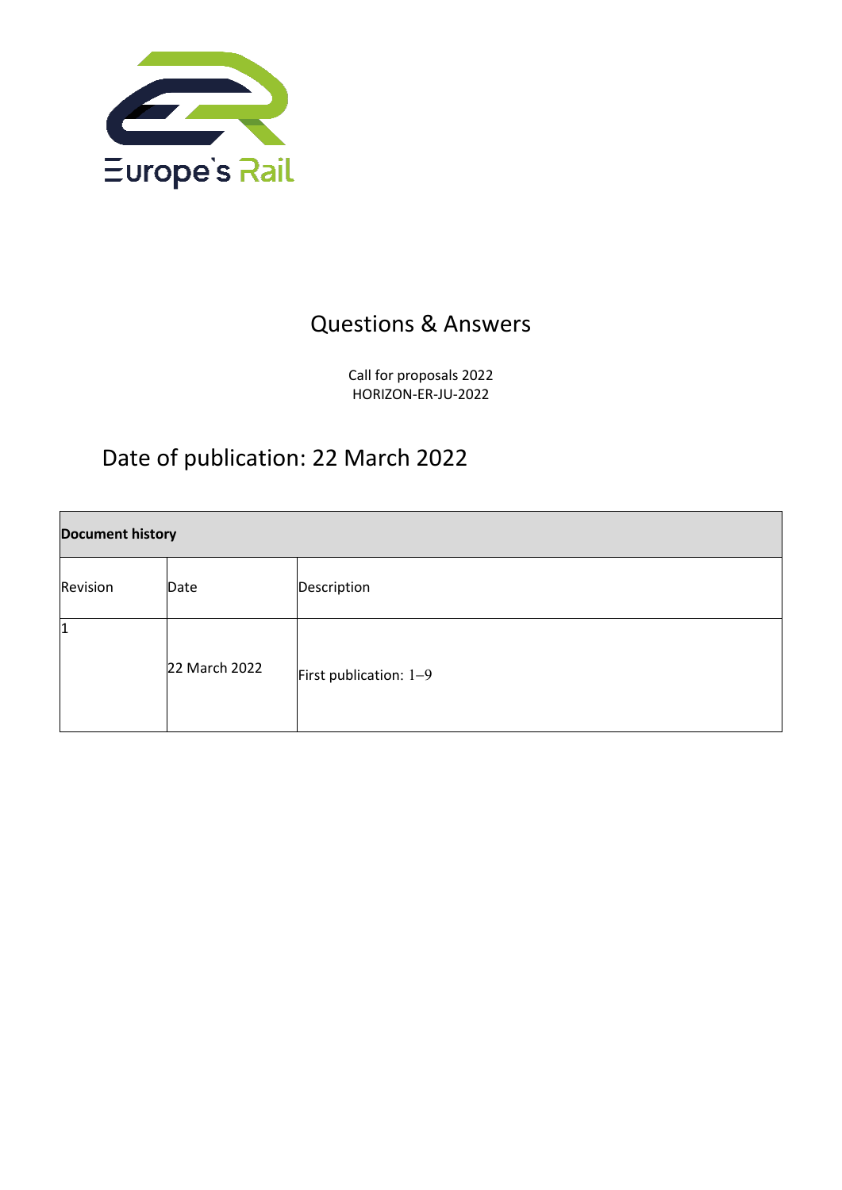Europe`s Rail

# Questions & Answers

Call for proposals 2022
HORIZON-ER-JU-2022

## Date of publication: 22 March 2022

| **Document history** | | |
|---|---|---|
| Revision | Date | Description |
| 1 | 22 March 2022 | First publication: 1–9 |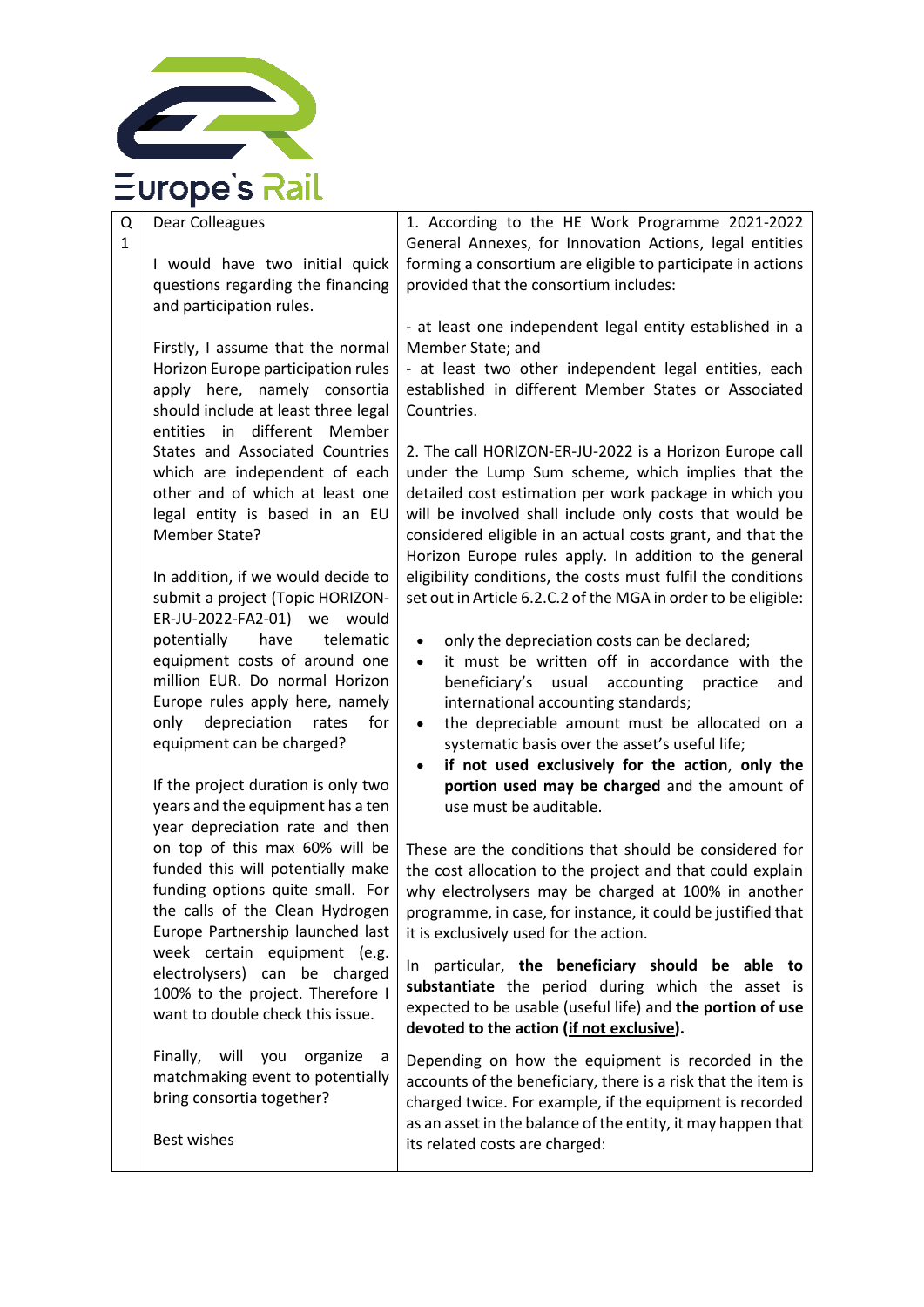| Q 1 | Dear Colleagues<br><br>I would have two initial quick questions regarding the financing and participation rules.<br><br>Firstly, I assume that the normal Horizon Europe participation rules apply here, namely consortia should include at least three legal entities in different Member States and Associated Countries which are independent of each other and of which at least one legal entity is based in an EU Member State?<br><br>In addition, if we would decide to submit a project (Topic HORIZON-ER-JU-2022-FA2-01) we would potentially have telematic equipment costs of around one million EUR. Do normal Horizon Europe rules apply here, namely only depreciation rates for equipment can be charged?<br><br>If the project duration is only two years and the equipment has a ten year depreciation rate and then on top of this max 60% will be funded this will potentially make funding options quite small. For the calls of the Clean Hydrogen Europe Partnership launched last week certain equipment (e.g. electrolysers) can be charged 100% to the project. Therefore I want to double check this issue.<br><br>Finally, will you organize a matchmaking event to potentially bring consortia together?<br><br>Best wishes | 1. According to the HE Work Programme 2021-2022 General Annexes, for Innovation Actions, legal entities forming a consortium are eligible to participate in actions provided that the consortium includes:<br><br>- at least one independent legal entity established in a Member State; and<br>- at least two other independent legal entities, each established in different Member States or Associated Countries.<br><br>2. The call HORIZON-ER-JU-2022 is a Horizon Europe call under the Lump Sum scheme, which implies that the detailed cost estimation per work package in which you will be involved shall include only costs that would be considered eligible in an actual costs grant, and that the Horizon Europe rules apply. In addition to the general eligibility conditions, the costs must fulfil the conditions set out in Article 6.2.C.2 of the MGA in order to be eligible:<br><br>• only the depreciation costs can be declared;<br>• it must be written off in accordance with the beneficiary's usual accounting practice and international accounting standards;<br>• the depreciable amount must be allocated on a systematic basis over the asset's useful life;<br>• **if not used exclusively for the action**, **only the portion used may be charged** and the amount of use must be auditable.<br><br>These are the conditions that should be considered for the cost allocation to the project and that could explain why electrolysers may be charged at 100% in another programme, in case, for instance, it could be justified that it is exclusively used for the action.<br><br>In particular, **the beneficiary should be able to substantiate** the period during which the asset is expected to be usable (useful life) and **the portion of use devoted to the action (<u>if not exclusive</u>).**<br><br>Depending on how the equipment is recorded in the accounts of the beneficiary, there is a risk that the item is charged twice. For example, if the equipment is recorded as an asset in the balance of the entity, it may happen that its related costs are charged: |
|---|---|---|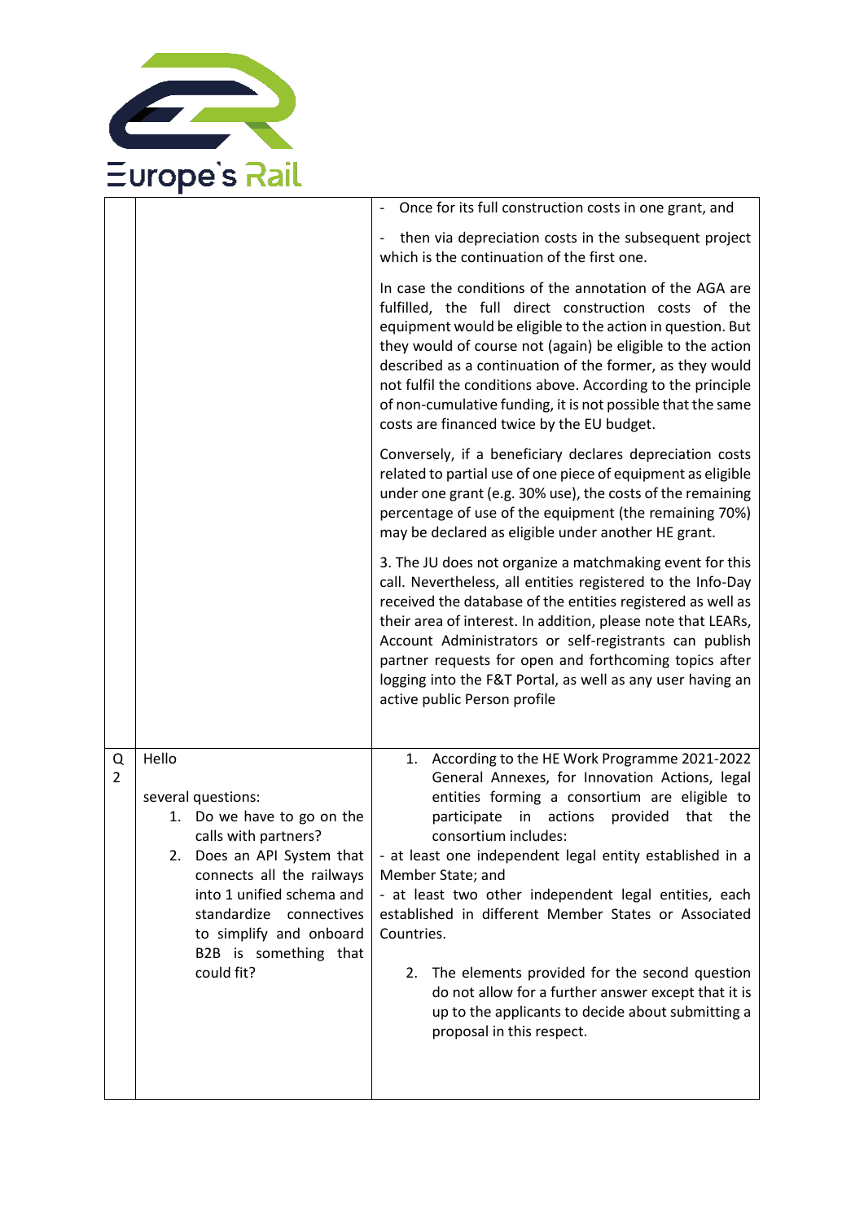| | | |
|---|---|---|
| | | - Once for its full construction costs in one grant, and<br><br>- then via depreciation costs in the subsequent project which is the continuation of the first one.<br><br>In case the conditions of the annotation of the AGA are fulfilled, the full direct construction costs of the equipment would be eligible to the action in question. But they would of course not (again) be eligible to the action described as a continuation of the former, as they would not fulfil the conditions above. According to the principle of non-cumulative funding, it is not possible that the same costs are financed twice by the EU budget.<br><br>Conversely, if a beneficiary declares depreciation costs related to partial use of one piece of equipment as eligible under one grant (e.g. 30% use), the costs of the remaining percentage of use of the equipment (the remaining 70%) may be declared as eligible under another HE grant.<br><br>3. The JU does not organize a matchmaking event for this call. Nevertheless, all entities registered to the Info-Day received the database of the entities registered as well as their area of interest. In addition, please note that LEARs, Account Administrators or self-registrants can publish partner requests for open and forthcoming topics after logging into the F&T Portal, as well as any user having an active public Person profile |
| Q 2 | Hello<br><br>several questions:<br>1. Do we have to go on the calls with partners?<br>2. Does an API System that connects all the railways into 1 unified schema and standardize connectives to simplify and onboard B2B is something that could fit? | 1. According to the HE Work Programme 2021-2022 General Annexes, for Innovation Actions, legal entities forming a consortium are eligible to participate in actions provided that the consortium includes:<br>- at least one independent legal entity established in a Member State; and<br>- at least two other independent legal entities, each established in different Member States or Associated Countries.<br><br>2. The elements provided for the second question do not allow for a further answer except that it is up to the applicants to decide about submitting a proposal in this respect. |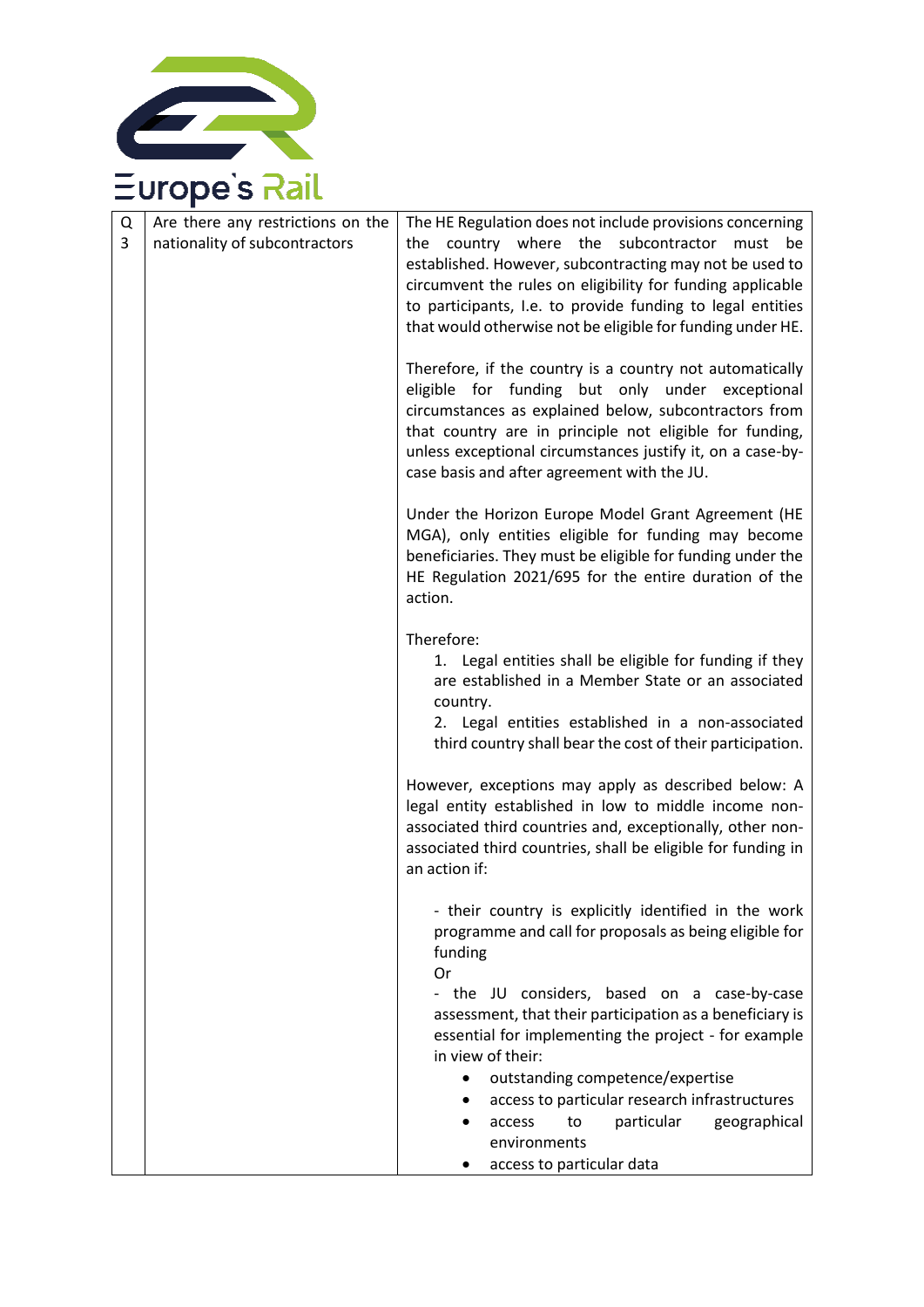| Q 3 | Are there any restrictions on the nationality of subcontractors | The HE Regulation does not include provisions concerning the country where the subcontractor must be established. However, subcontracting may not be used to circumvent the rules on eligibility for funding applicable to participants, I.e. to provide funding to legal entities that would otherwise not be eligible for funding under HE.<br><br>Therefore, if the country is a country not automatically eligible for funding but only under exceptional circumstances as explained below, subcontractors from that country are in principle not eligible for funding, unless exceptional circumstances justify it, on a case-by-case basis and after agreement with the JU.<br><br>Under the Horizon Europe Model Grant Agreement (HE MGA), only entities eligible for funding may become beneficiaries. They must be eligible for funding under the HE Regulation 2021/695 for the entire duration of the action.<br><br>Therefore:<br>1. Legal entities shall be eligible for funding if they are established in a Member State or an associated country.<br>2. Legal entities established in a non-associated third country shall bear the cost of their participation.<br><br>However, exceptions may apply as described below: A legal entity established in low to middle income non-associated third countries and, exceptionally, other non-associated third countries, shall be eligible for funding in an action if:<br><br>- their country is explicitly identified in the work programme and call for proposals as being eligible for funding<br>Or<br>- the JU considers, based on a case-by-case assessment, that their participation as a beneficiary is essential for implementing the project - for example in view of their:<br>• outstanding competence/expertise<br>• access to particular research infrastructures<br>• access to particular geographical environments<br>• access to particular data |
|---|---|---|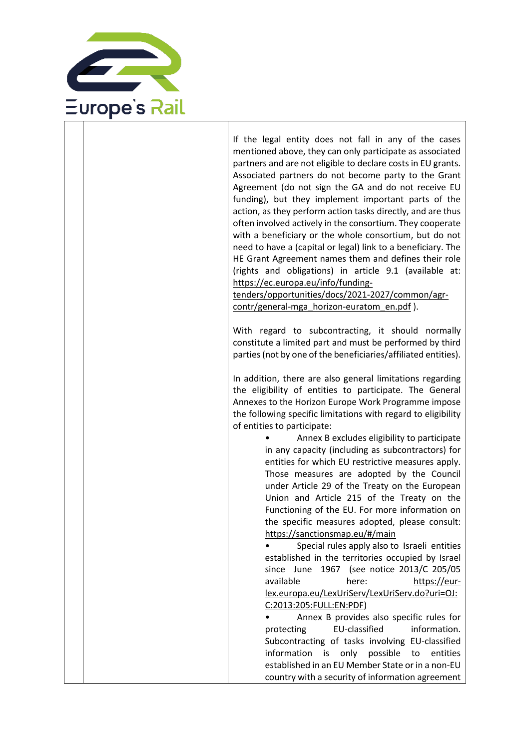|  |  |  |
|---|---|---|
|  |  | If the legal entity does not fall in any of the cases mentioned above, they can only participate as associated partners and are not eligible to declare costs in EU grants. Associated partners do not become party to the Grant Agreement (do not sign the GA and do not receive EU funding), but they implement important parts of the action, as they perform action tasks directly, and are thus often involved actively in the consortium. They cooperate with a beneficiary or the whole consortium, but do not need to have a (capital or legal) link to a beneficiary. The HE Grant Agreement names them and defines their role (rights and obligations) in article 9.1 (available at: https://ec.europa.eu/info/funding-tenders/opportunities/docs/2021-2027/common/agr-contr/general-mga_horizon-euratom_en.pdf ).<br><br>With regard to subcontracting, it should normally constitute a limited part and must be performed by third parties (not by one of the beneficiaries/affiliated entities).<br><br>In addition, there are also general limitations regarding the eligibility of entities to participate. The General Annexes to the Horizon Europe Work Programme impose the following specific limitations with regard to eligibility of entities to participate:<br>• Annex B excludes eligibility to participate in any capacity (including as subcontractors) for entities for which EU restrictive measures apply. Those measures are adopted by the Council under Article 29 of the Treaty on the European Union and Article 215 of the Treaty on the Functioning of the EU. For more information on the specific measures adopted, please consult: https://sanctionsmap.eu/#/main<br>• Special rules apply also to Israeli entities established in the territories occupied by Israel since June 1967 (see notice 2013/C 205/05 available here: https://eur-lex.europa.eu/LexUriServ/LexUriServ.do?uri=OJ:C:2013:205:FULL:EN:PDF)<br>• Annex B provides also specific rules for protecting EU-classified information. Subcontracting of tasks involving EU-classified information is only possible to entities established in an EU Member State or in a non-EU country with a security of information agreement |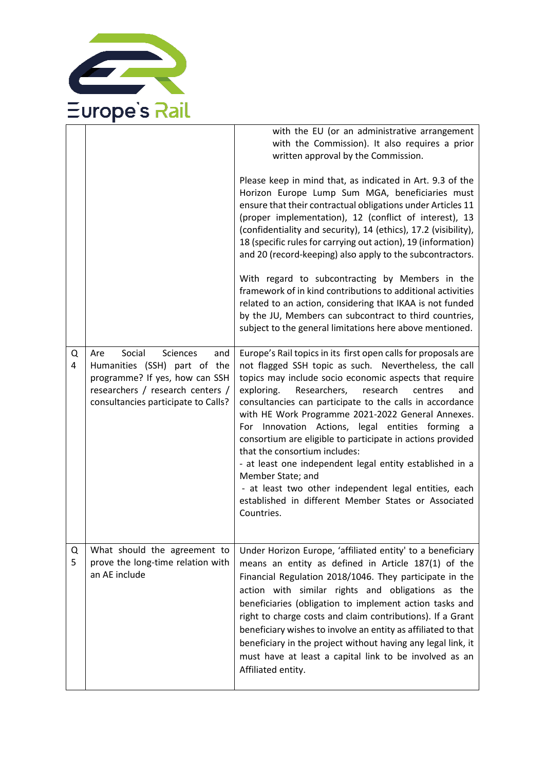| | | |
|---|---|---|
| | | with the EU (or an administrative arrangement with the Commission). It also requires a prior written approval by the Commission.<br><br>Please keep in mind that, as indicated in Art. 9.3 of the Horizon Europe Lump Sum MGA, beneficiaries must ensure that their contractual obligations under Articles 11 (proper implementation), 12 (conflict of interest), 13 (confidentiality and security), 14 (ethics), 17.2 (visibility), 18 (specific rules for carrying out action), 19 (information) and 20 (record-keeping) also apply to the subcontractors.<br><br>With regard to subcontracting by Members in the framework of in kind contributions to additional activities related to an action, considering that IKAA is not funded by the JU, Members can subcontract to third countries, subject to the general limitations here above mentioned. |
| Q 4 | Are Social Sciences and Humanities (SSH) part of the programme? If yes, how can SSH researchers / research centers / consultancies participate to Calls? | Europe's Rail topics in its first open calls for proposals are not flagged SSH topic as such. Nevertheless, the call topics may include socio economic aspects that require exploring. Researchers, research centres and consultancies can participate to the calls in accordance with HE Work Programme 2021-2022 General Annexes. For Innovation Actions, legal entities forming a consortium are eligible to participate in actions provided that the consortium includes:<br>- at least one independent legal entity established in a Member State; and<br>- at least two other independent legal entities, each established in different Member States or Associated Countries. |
| Q 5 | What should the agreement to prove the long-time relation with an AE include | Under Horizon Europe, 'affiliated entity' to a beneficiary means an entity as defined in Article 187(1) of the Financial Regulation 2018/1046. They participate in the action with similar rights and obligations as the beneficiaries (obligation to implement action tasks and right to charge costs and claim contributions). If a Grant beneficiary wishes to involve an entity as affiliated to that beneficiary in the project without having any legal link, it must have at least a capital link to be involved as an Affiliated entity. |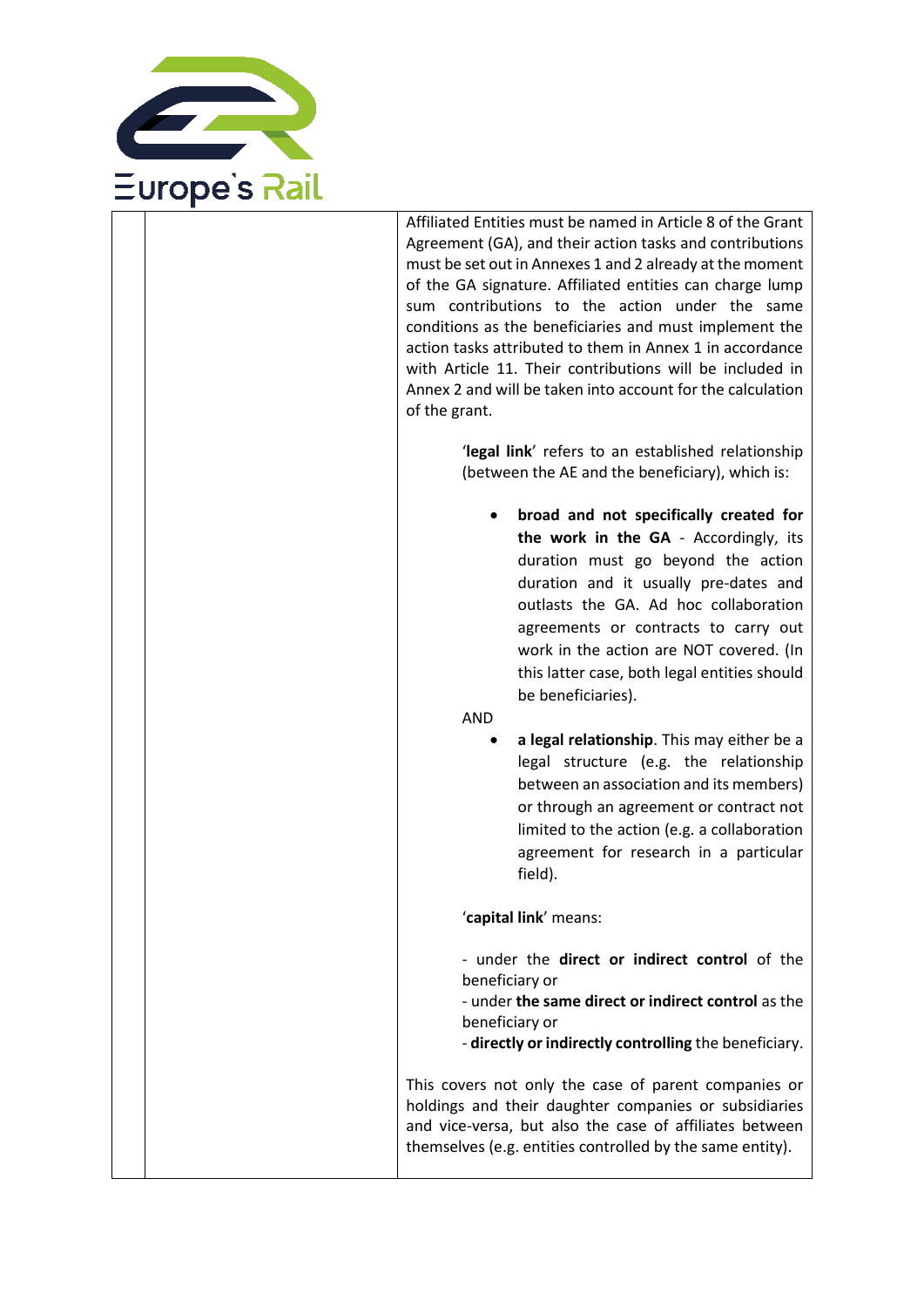| | | |
|---|---|---|
| | | Affiliated Entities must be named in Article 8 of the Grant Agreement (GA), and their action tasks and contributions must be set out in Annexes 1 and 2 already at the moment of the GA signature. Affiliated entities can charge lump sum contributions to the action under the same conditions as the beneficiaries and must implement the action tasks attributed to them in Annex 1 in accordance with Article 11. Their contributions will be included in Annex 2 and will be taken into account for the calculation of the grant.<br><br>'**legal link**' refers to an established relationship (between the AE and the beneficiary), which is:<br><br>• **broad and not specifically created for the work in the GA** - Accordingly, its duration must go beyond the action duration and it usually pre-dates and outlasts the GA. Ad hoc collaboration agreements or contracts to carry out work in the action are NOT covered. (In this latter case, both legal entities should be beneficiaries).<br><br>AND<br><br>• **a legal relationship**. This may either be a legal structure (e.g. the relationship between an association and its members) or through an agreement or contract not limited to the action (e.g. a collaboration agreement for research in a particular field).<br><br>'**capital link**' means:<br><br>- under the **direct or indirect control** of the beneficiary or<br>- under **the same direct or indirect control** as the beneficiary or<br>- **directly or indirectly controlling** the beneficiary.<br><br>This covers not only the case of parent companies or holdings and their daughter companies or subsidiaries and vice-versa, but also the case of affiliates between themselves (e.g. entities controlled by the same entity). |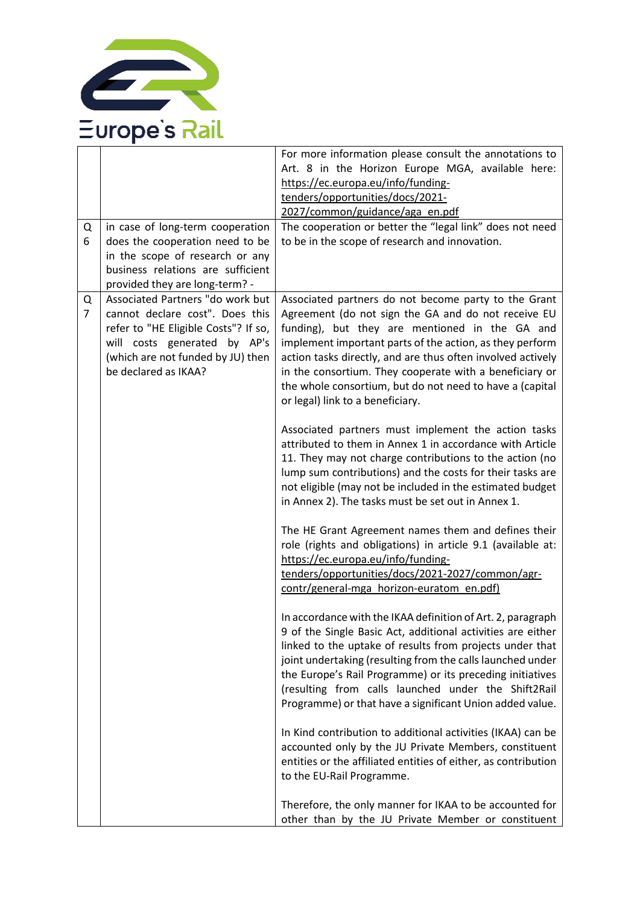| | | |
|---|---|---|
| | | For more information please consult the annotations to Art. 8 in the Horizon Europe MGA, available here: https://ec.europa.eu/info/funding-tenders/opportunities/docs/2021-2027/common/guidance/aga_en.pdf |
| Q 6 | in case of long-term cooperation does the cooperation need to be in the scope of research or any business relations are sufficient provided they are long-term? - | The cooperation or better the "legal link" does not need to be in the scope of research and innovation. |
| Q 7 | Associated Partners "do work but cannot declare cost". Does this refer to "HE Eligible Costs"? If so, will costs generated by AP's (which are not funded by JU) then be declared as IKAA? | Associated partners do not become party to the Grant Agreement (do not sign the GA and do not receive EU funding), but they are mentioned in the GA and implement important parts of the action, as they perform action tasks directly, and are thus often involved actively in the consortium. They cooperate with a beneficiary or the whole consortium, but do not need to have a (capital or legal) link to a beneficiary.<br><br>Associated partners must implement the action tasks attributed to them in Annex 1 in accordance with Article 11. They may not charge contributions to the action (no lump sum contributions) and the costs for their tasks are not eligible (may not be included in the estimated budget in Annex 2). The tasks must be set out in Annex 1.<br><br>The HE Grant Agreement names them and defines their role (rights and obligations) in article 9.1 (available at: https://ec.europa.eu/info/funding-tenders/opportunities/docs/2021-2027/common/agr-contr/general-mga_horizon-euratom_en.pdf)<br><br>In accordance with the IKAA definition of Art. 2, paragraph 9 of the Single Basic Act, additional activities are either linked to the uptake of results from projects under that joint undertaking (resulting from the calls launched under the Europe's Rail Programme) or its preceding initiatives (resulting from calls launched under the Shift2Rail Programme) or that have a significant Union added value.<br><br>In Kind contribution to additional activities (IKAA) can be accounted only by the JU Private Members, constituent entities or the affiliated entities of either, as contribution to the EU-Rail Programme.<br><br>Therefore, the only manner for IKAA to be accounted for other than by the JU Private Member or constituent |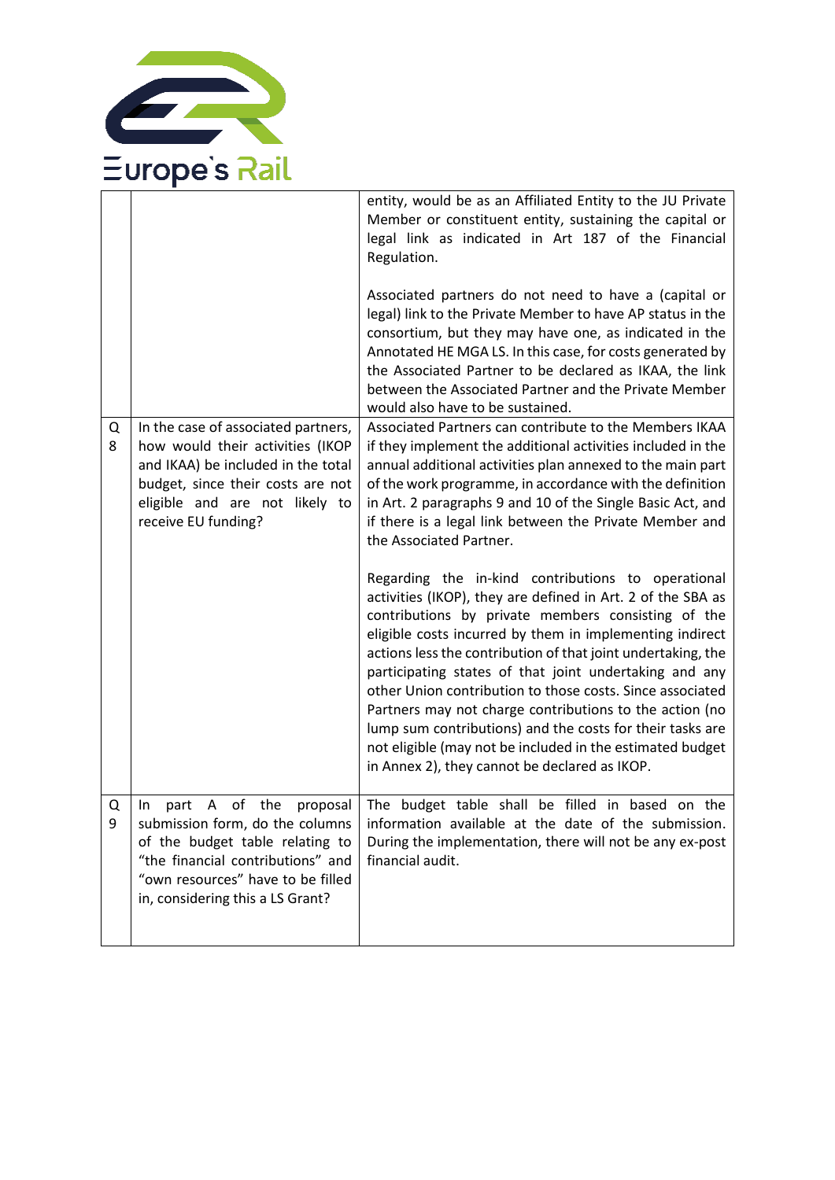| | | |
|---|---|---|
| | | entity, would be as an Affiliated Entity to the JU Private Member or constituent entity, sustaining the capital or legal link as indicated in Art 187 of the Financial Regulation.<br><br>Associated partners do not need to have a (capital or legal) link to the Private Member to have AP status in the consortium, but they may have one, as indicated in the Annotated HE MGA LS. In this case, for costs generated by the Associated Partner to be declared as IKAA, the link between the Associated Partner and the Private Member would also have to be sustained. |
| Q 8 | In the case of associated partners, how would their activities (IKOP and IKAA) be included in the total budget, since their costs are not eligible and are not likely to receive EU funding? | Associated Partners can contribute to the Members IKAA if they implement the additional activities included in the annual additional activities plan annexed to the main part of the work programme, in accordance with the definition in Art. 2 paragraphs 9 and 10 of the Single Basic Act, and if there is a legal link between the Private Member and the Associated Partner.<br><br>Regarding the in-kind contributions to operational activities (IKOP), they are defined in Art. 2 of the SBA as contributions by private members consisting of the eligible costs incurred by them in implementing indirect actions less the contribution of that joint undertaking, the participating states of that joint undertaking and any other Union contribution to those costs. Since associated Partners may not charge contributions to the action (no lump sum contributions) and the costs for their tasks are not eligible (may not be included in the estimated budget in Annex 2), they cannot be declared as IKOP. |
| Q 9 | In part A of the proposal submission form, do the columns of the budget table relating to "the financial contributions" and "own resources" have to be filled in, considering this a LS Grant? | The budget table shall be filled in based on the information available at the date of the submission. During the implementation, there will not be any ex-post financial audit. |